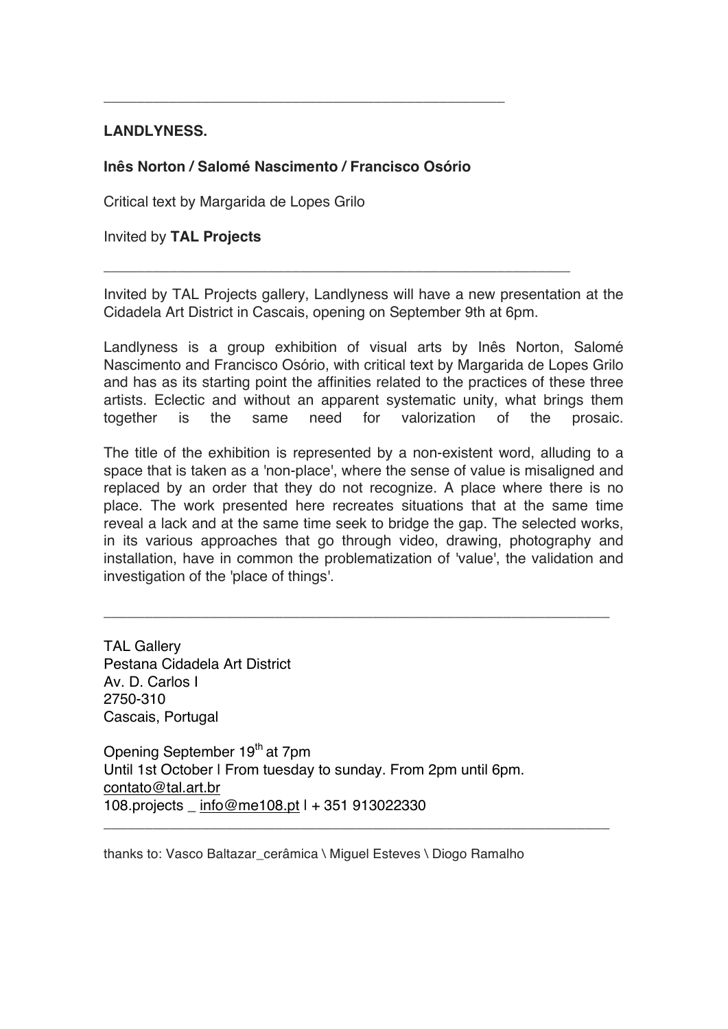---

**LANDLYNESS.**

**Inês Norton / Salomé Nascimento / Francisco Osório**

Critical text by Margarida de Lopes Grilo

Invited by **TAL Projects**

---

Invited by TAL Projects gallery, Landlyness will have a new presentation at the Cidadela Art District in Cascais, opening on September 9th at 6pm.

Landlyness is a group exhibition of visual arts by Inês Norton, Salomé Nascimento and Francisco Osório, with critical text by Margarida de Lopes Grilo and has as its starting point the affinities related to the practices of these three artists. Eclectic and without an apparent systematic unity, what brings them together is the same need for valorization of the prosaic.

The title of the exhibition is represented by a non-existent word, alluding to a space that is taken as a 'non-place', where the sense of value is misaligned and replaced by an order that they do not recognize. A place where there is no place. The work presented here recreates situations that at the same time reveal a lack and at the same time seek to bridge the gap. The selected works, in its various approaches that go through video, drawing, photography and installation, have in common the problematization of 'value', the validation and investigation of the 'place of things'.

---

TAL Gallery
Pestana Cidadela Art District
Av. D. Carlos I
2750-310
Cascais, Portugal

Opening September 19th at 7pm
Until 1st October | From tuesday to sunday. From 2pm until 6pm.
contato@tal.art.br
108.projects _ info@me108.pt | + 351 913022330

---

thanks to: Vasco Baltazar_cerâmica \ Miguel Esteves \ Diogo Ramalho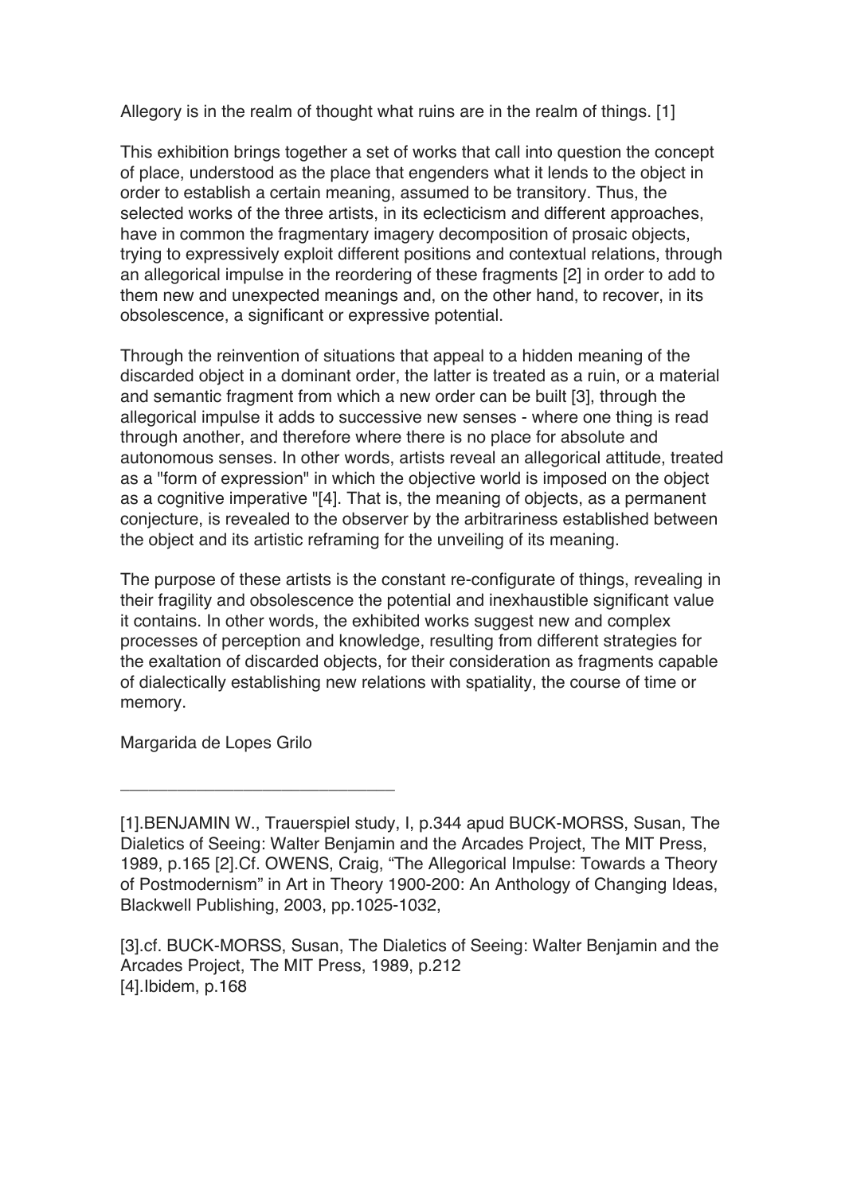Allegory is in the realm of thought what ruins are in the realm of things. [1]

This exhibition brings together a set of works that call into question the concept of place, understood as the place that engenders what it lends to the object in order to establish a certain meaning, assumed to be transitory. Thus, the selected works of the three artists, in its eclecticism and different approaches, have in common the fragmentary imagery decomposition of prosaic objects, trying to expressively exploit different positions and contextual relations, through an allegorical impulse in the reordering of these fragments [2] in order to add to them new and unexpected meanings and, on the other hand, to recover, in its obsolescence, a significant or expressive potential.

Through the reinvention of situations that appeal to a hidden meaning of the discarded object in a dominant order, the latter is treated as a ruin, or a material and semantic fragment from which a new order can be built [3], through the allegorical impulse it adds to successive new senses - where one thing is read through another, and therefore where there is no place for absolute and autonomous senses. In other words, artists reveal an allegorical attitude, treated as a "form of expression" in which the objective world is imposed on the object as a cognitive imperative "[4]. That is, the meaning of objects, as a permanent conjecture, is revealed to the observer by the arbitrariness established between the object and its artistic reframing for the unveiling of its meaning.

The purpose of these artists is the constant re-configurate of things, revealing in their fragility and obsolescence the potential and inexhaustible significant value it contains. In other words, the exhibited works suggest new and complex processes of perception and knowledge, resulting from different strategies for the exaltation of discarded objects, for their consideration as fragments capable of dialectically establishing new relations with spatiality, the course of time or memory.

Margarida de Lopes Grilo

---

[1].BENJAMIN W., Trauerspiel study, I, p.344 apud BUCK-MORSS, Susan, The Dialetics of Seeing: Walter Benjamin and the Arcades Project, The MIT Press, 1989, p.165 [2].Cf. OWENS, Craig, "The Allegorical Impulse: Towards a Theory of Postmodernism" in Art in Theory 1900-200: An Anthology of Changing Ideas, Blackwell Publishing, 2003, pp.1025-1032,

[3].cf. BUCK-MORSS, Susan, The Dialetics of Seeing: Walter Benjamin and the Arcades Project, The MIT Press, 1989, p.212
[4].Ibidem, p.168